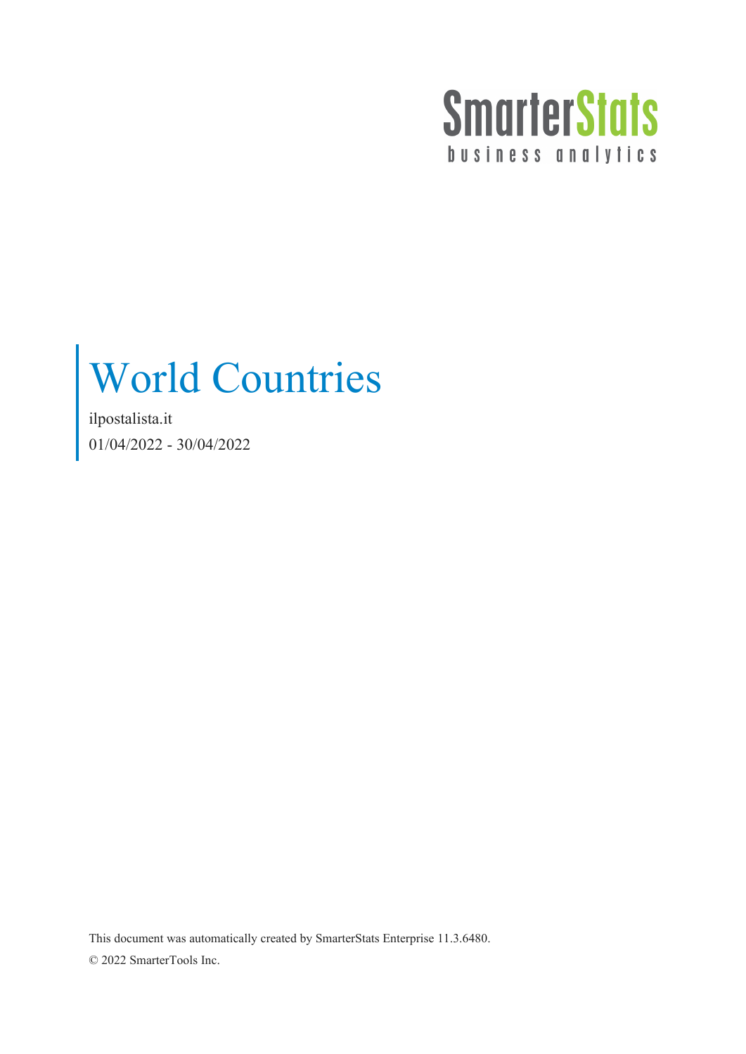SmarterStats
business analytics

# World Countries

ilpostalista.it

01/04/2022 - 30/04/2022

This document was automatically created by SmarterStats Enterprise 11.3.6480.

© 2022 SmarterTools Inc.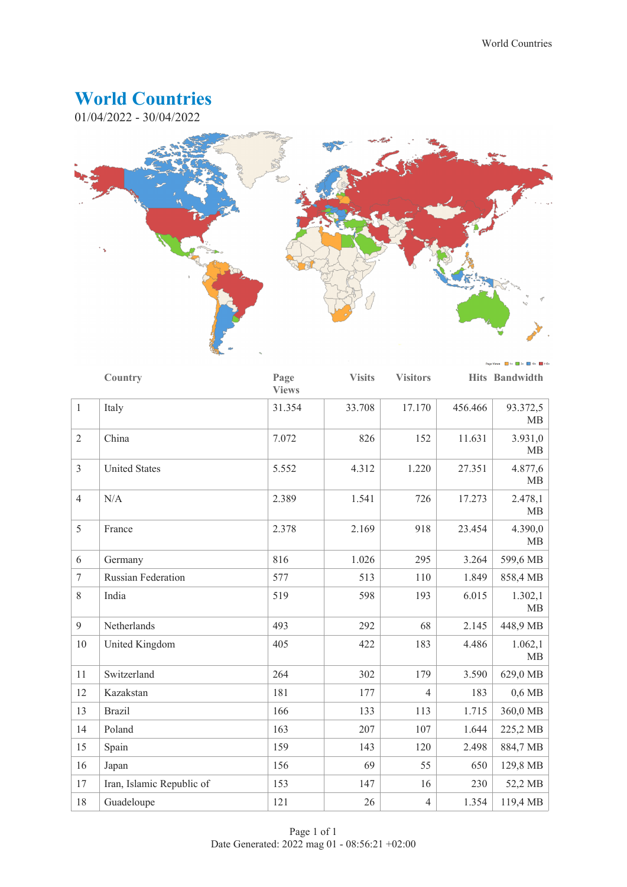# World Countries

01/04/2022 - 30/04/2022

| | Country | Page Views | Visits | Visitors | Hits | Bandwidth |
|---|---|---|---|---|---|---|
| 1 | Italy | 31.354 | 33.708 | 17.170 | 456.466 | 93.372,5 MB |
| 2 | China | 7.072 | 826 | 152 | 11.631 | 3.931,0 MB |
| 3 | United States | 5.552 | 4.312 | 1.220 | 27.351 | 4.877,6 MB |
| 4 | N/A | 2.389 | 1.541 | 726 | 17.273 | 2.478,1 MB |
| 5 | France | 2.378 | 2.169 | 918 | 23.454 | 4.390,0 MB |
| 6 | Germany | 816 | 1.026 | 295 | 3.264 | 599,6 MB |
| 7 | Russian Federation | 577 | 513 | 110 | 1.849 | 858,4 MB |
| 8 | India | 519 | 598 | 193 | 6.015 | 1.302,1 MB |
| 9 | Netherlands | 493 | 292 | 68 | 2.145 | 448,9 MB |
| 10 | United Kingdom | 405 | 422 | 183 | 4.486 | 1.062,1 MB |
| 11 | Switzerland | 264 | 302 | 179 | 3.590 | 629,0 MB |
| 12 | Kazakstan | 181 | 177 | 4 | 183 | 0,6 MB |
| 13 | Brazil | 166 | 133 | 113 | 1.715 | 360,0 MB |
| 14 | Poland | 163 | 207 | 107 | 1.644 | 225,2 MB |
| 15 | Spain | 159 | 143 | 120 | 2.498 | 884,7 MB |
| 16 | Japan | 156 | 69 | 55 | 650 | 129,8 MB |
| 17 | Iran, Islamic Republic of | 153 | 147 | 16 | 230 | 52,2 MB |
| 18 | Guadeloupe | 121 | 26 | 4 | 1.354 | 119,4 MB |

Date Generated: 2022 mag 01 - 08:56:21 +02:00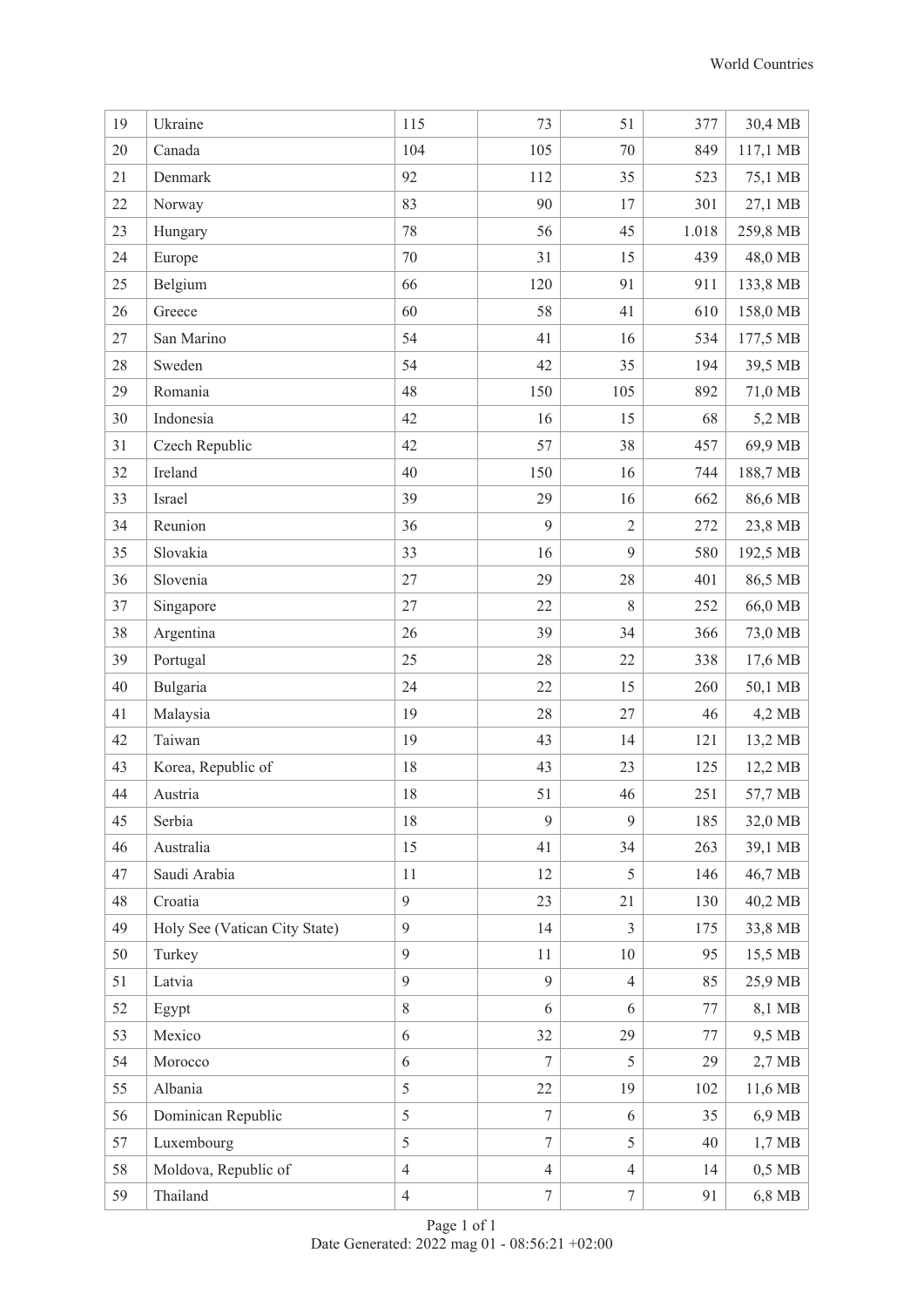| 19 | Ukraine | 115 | 73 | 51 | 377 | 30,4 MB |
|---|---|---|---|---|---|---|
| 20 | Canada | 104 | 105 | 70 | 849 | 117,1 MB |
| 21 | Denmark | 92 | 112 | 35 | 523 | 75,1 MB |
| 22 | Norway | 83 | 90 | 17 | 301 | 27,1 MB |
| 23 | Hungary | 78 | 56 | 45 | 1.018 | 259,8 MB |
| 24 | Europe | 70 | 31 | 15 | 439 | 48,0 MB |
| 25 | Belgium | 66 | 120 | 91 | 911 | 133,8 MB |
| 26 | Greece | 60 | 58 | 41 | 610 | 158,0 MB |
| 27 | San Marino | 54 | 41 | 16 | 534 | 177,5 MB |
| 28 | Sweden | 54 | 42 | 35 | 194 | 39,5 MB |
| 29 | Romania | 48 | 150 | 105 | 892 | 71,0 MB |
| 30 | Indonesia | 42 | 16 | 15 | 68 | 5,2 MB |
| 31 | Czech Republic | 42 | 57 | 38 | 457 | 69,9 MB |
| 32 | Ireland | 40 | 150 | 16 | 744 | 188,7 MB |
| 33 | Israel | 39 | 29 | 16 | 662 | 86,6 MB |
| 34 | Reunion | 36 | 9 | 2 | 272 | 23,8 MB |
| 35 | Slovakia | 33 | 16 | 9 | 580 | 192,5 MB |
| 36 | Slovenia | 27 | 29 | 28 | 401 | 86,5 MB |
| 37 | Singapore | 27 | 22 | 8 | 252 | 66,0 MB |
| 38 | Argentina | 26 | 39 | 34 | 366 | 73,0 MB |
| 39 | Portugal | 25 | 28 | 22 | 338 | 17,6 MB |
| 40 | Bulgaria | 24 | 22 | 15 | 260 | 50,1 MB |
| 41 | Malaysia | 19 | 28 | 27 | 46 | 4,2 MB |
| 42 | Taiwan | 19 | 43 | 14 | 121 | 13,2 MB |
| 43 | Korea, Republic of | 18 | 43 | 23 | 125 | 12,2 MB |
| 44 | Austria | 18 | 51 | 46 | 251 | 57,7 MB |
| 45 | Serbia | 18 | 9 | 9 | 185 | 32,0 MB |
| 46 | Australia | 15 | 41 | 34 | 263 | 39,1 MB |
| 47 | Saudi Arabia | 11 | 12 | 5 | 146 | 46,7 MB |
| 48 | Croatia | 9 | 23 | 21 | 130 | 40,2 MB |
| 49 | Holy See (Vatican City State) | 9 | 14 | 3 | 175 | 33,8 MB |
| 50 | Turkey | 9 | 11 | 10 | 95 | 15,5 MB |
| 51 | Latvia | 9 | 9 | 4 | 85 | 25,9 MB |
| 52 | Egypt | 8 | 6 | 6 | 77 | 8,1 MB |
| 53 | Mexico | 6 | 32 | 29 | 77 | 9,5 MB |
| 54 | Morocco | 6 | 7 | 5 | 29 | 2,7 MB |
| 55 | Albania | 5 | 22 | 19 | 102 | 11,6 MB |
| 56 | Dominican Republic | 5 | 7 | 6 | 35 | 6,9 MB |
| 57 | Luxembourg | 5 | 7 | 5 | 40 | 1,7 MB |
| 58 | Moldova, Republic of | 4 | 4 | 4 | 14 | 0,5 MB |
| 59 | Thailand | 4 | 7 | 7 | 91 | 6,8 MB |

Date Generated: 2022 mag 01 - 08:56:21 +02:00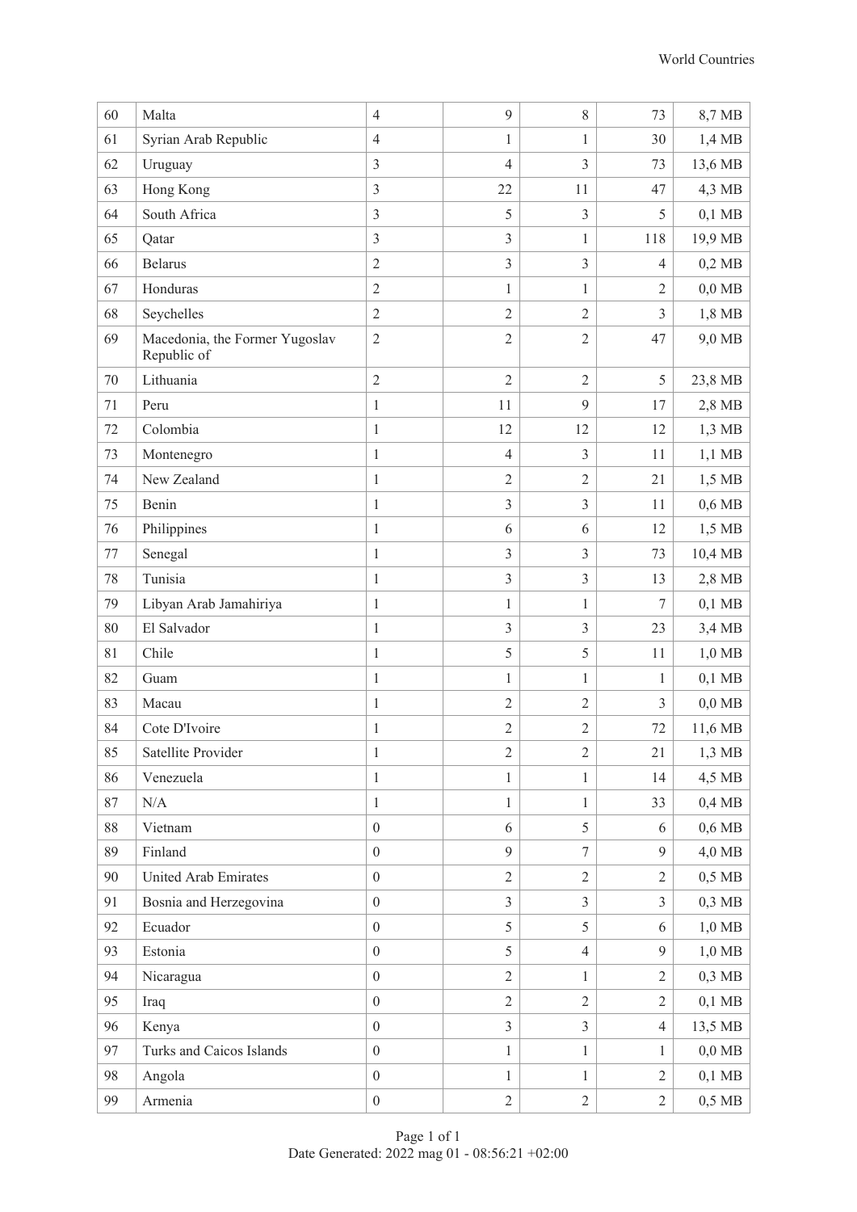| 60 | Malta | 4 | 9 | 8 | 73 | 8,7 MB |
|---|---|---|---|---|---|---|
| 61 | Syrian Arab Republic | 4 | 1 | 1 | 30 | 1,4 MB |
| 62 | Uruguay | 3 | 4 | 3 | 73 | 13,6 MB |
| 63 | Hong Kong | 3 | 22 | 11 | 47 | 4,3 MB |
| 64 | South Africa | 3 | 5 | 3 | 5 | 0,1 MB |
| 65 | Qatar | 3 | 3 | 1 | 118 | 19,9 MB |
| 66 | Belarus | 2 | 3 | 3 | 4 | 0,2 MB |
| 67 | Honduras | 2 | 1 | 1 | 2 | 0,0 MB |
| 68 | Seychelles | 2 | 2 | 2 | 3 | 1,8 MB |
| 69 | Macedonia, the Former Yugoslav Republic of | 2 | 2 | 2 | 47 | 9,0 MB |
| 70 | Lithuania | 2 | 2 | 2 | 5 | 23,8 MB |
| 71 | Peru | 1 | 11 | 9 | 17 | 2,8 MB |
| 72 | Colombia | 1 | 12 | 12 | 12 | 1,3 MB |
| 73 | Montenegro | 1 | 4 | 3 | 11 | 1,1 MB |
| 74 | New Zealand | 1 | 2 | 2 | 21 | 1,5 MB |
| 75 | Benin | 1 | 3 | 3 | 11 | 0,6 MB |
| 76 | Philippines | 1 | 6 | 6 | 12 | 1,5 MB |
| 77 | Senegal | 1 | 3 | 3 | 73 | 10,4 MB |
| 78 | Tunisia | 1 | 3 | 3 | 13 | 2,8 MB |
| 79 | Libyan Arab Jamahiriya | 1 | 1 | 1 | 7 | 0,1 MB |
| 80 | El Salvador | 1 | 3 | 3 | 23 | 3,4 MB |
| 81 | Chile | 1 | 5 | 5 | 11 | 1,0 MB |
| 82 | Guam | 1 | 1 | 1 | 1 | 0,1 MB |
| 83 | Macau | 1 | 2 | 2 | 3 | 0,0 MB |
| 84 | Cote D'Ivoire | 1 | 2 | 2 | 72 | 11,6 MB |
| 85 | Satellite Provider | 1 | 2 | 2 | 21 | 1,3 MB |
| 86 | Venezuela | 1 | 1 | 1 | 14 | 4,5 MB |
| 87 | N/A | 1 | 1 | 1 | 33 | 0,4 MB |
| 88 | Vietnam | 0 | 6 | 5 | 6 | 0,6 MB |
| 89 | Finland | 0 | 9 | 7 | 9 | 4,0 MB |
| 90 | United Arab Emirates | 0 | 2 | 2 | 2 | 0,5 MB |
| 91 | Bosnia and Herzegovina | 0 | 3 | 3 | 3 | 0,3 MB |
| 92 | Ecuador | 0 | 5 | 5 | 6 | 1,0 MB |
| 93 | Estonia | 0 | 5 | 4 | 9 | 1,0 MB |
| 94 | Nicaragua | 0 | 2 | 1 | 2 | 0,3 MB |
| 95 | Iraq | 0 | 2 | 2 | 2 | 0,1 MB |
| 96 | Kenya | 0 | 3 | 3 | 4 | 13,5 MB |
| 97 | Turks and Caicos Islands | 0 | 1 | 1 | 1 | 0,0 MB |
| 98 | Angola | 0 | 1 | 1 | 2 | 0,1 MB |
| 99 | Armenia | 0 | 2 | 2 | 2 | 0,5 MB |

Date Generated: 2022 mag 01 - 08:56:21 +02:00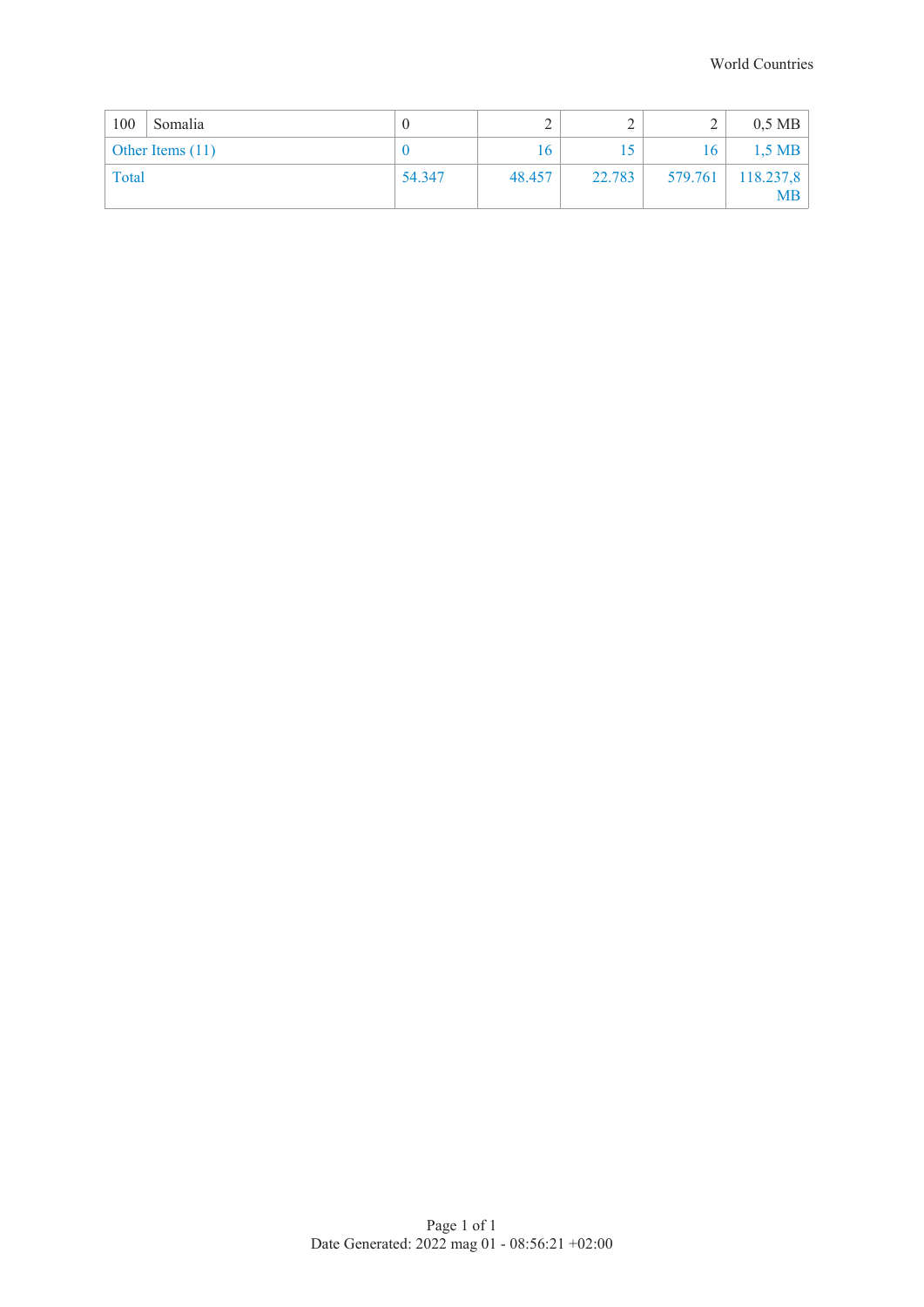| | | | | | | |
|---|---|---|---|---|---|---|
| 100 | Somalia | 0 | 2 | 2 | 2 | 0,5 MB |
| Other Items (11) | | 0 | 16 | 15 | 16 | 1,5 MB |
| Total | | 54.347 | 48.457 | 22.783 | 579.761 | 118.237,8 MB |

Date Generated: 2022 mag 01 - 08:56:21 +02:00